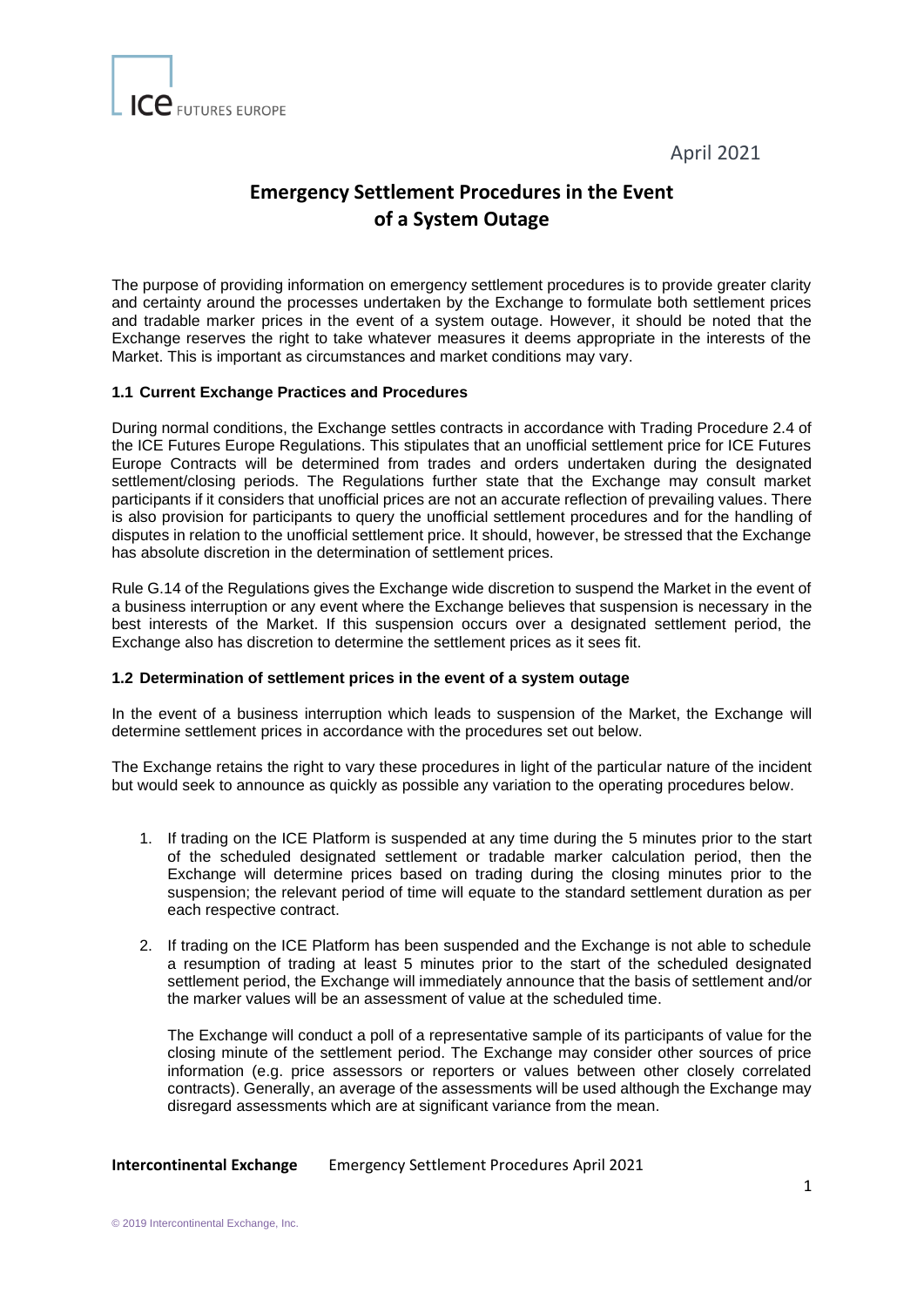April 2021

# Emergency Settlement Procedures in the Event of a System Outage

The purpose of providing information on emergency settlement procedures is to provide greater clarity and certainty around the processes undertaken by the Exchange to formulate both settlement prices and tradable marker prices in the event of a system outage. However, it should be noted that the Exchange reserves the right to take whatever measures it deems appropriate in the interests of the Market. This is important as circumstances and market conditions may vary.

### 1.1 Current Exchange Practices and Procedures

During normal conditions, the Exchange settles contracts in accordance with Trading Procedure 2.4 of the ICE Futures Europe Regulations. This stipulates that an unofficial settlement price for ICE Futures Europe Contracts will be determined from trades and orders undertaken during the designated settlement/closing periods. The Regulations further state that the Exchange may consult market participants if it considers that unofficial prices are not an accurate reflection of prevailing values. There is also provision for participants to query the unofficial settlement procedures and for the handling of disputes in relation to the unofficial settlement price. It should, however, be stressed that the Exchange has absolute discretion in the determination of settlement prices.

Rule G.14 of the Regulations gives the Exchange wide discretion to suspend the Market in the event of a business interruption or any event where the Exchange believes that suspension is necessary in the best interests of the Market. If this suspension occurs over a designated settlement period, the Exchange also has discretion to determine the settlement prices as it sees fit.

### 1.2 Determination of settlement prices in the event of a system outage

In the event of a business interruption which leads to suspension of the Market, the Exchange will determine settlement prices in accordance with the procedures set out below.

The Exchange retains the right to vary these procedures in light of the particular nature of the incident but would seek to announce as quickly as possible any variation to the operating procedures below.

1. If trading on the ICE Platform is suspended at any time during the 5 minutes prior to the start of the scheduled designated settlement or tradable marker calculation period, then the Exchange will determine prices based on trading during the closing minutes prior to the suspension; the relevant period of time will equate to the standard settlement duration as per each respective contract.

2. If trading on the ICE Platform has been suspended and the Exchange is not able to schedule a resumption of trading at least 5 minutes prior to the start of the scheduled designated settlement period, the Exchange will immediately announce that the basis of settlement and/or the marker values will be an assessment of value at the scheduled time.

   The Exchange will conduct a poll of a representative sample of its participants of value for the closing minute of the settlement period. The Exchange may consider other sources of price information (e.g. price assessors or reporters or values between other closely correlated contracts). Generally, an average of the assessments will be used although the Exchange may disregard assessments which are at significant variance from the mean.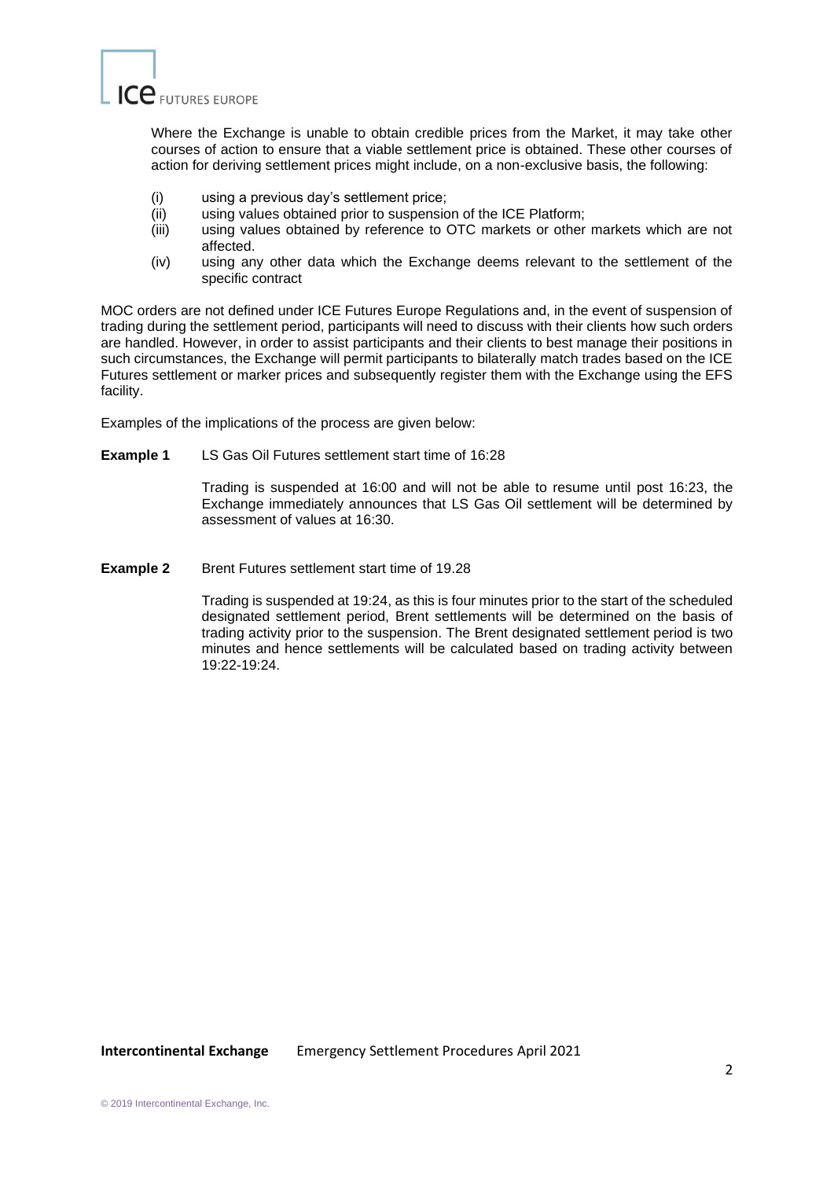Where the Exchange is unable to obtain credible prices from the Market, it may take other courses of action to ensure that a viable settlement price is obtained. These other courses of action for deriving settlement prices might include, on a non-exclusive basis, the following:

(i) using a previous day's settlement price;
(ii) using values obtained prior to suspension of the ICE Platform;
(iii) using values obtained by reference to OTC markets or other markets which are not affected.
(iv) using any other data which the Exchange deems relevant to the settlement of the specific contract

MOC orders are not defined under ICE Futures Europe Regulations and, in the event of suspension of trading during the settlement period, participants will need to discuss with their clients how such orders are handled. However, in order to assist participants and their clients to best manage their positions in such circumstances, the Exchange will permit participants to bilaterally match trades based on the ICE Futures settlement or marker prices and subsequently register them with the Exchange using the EFS facility.

Examples of the implications of the process are given below:

**Example 1** LS Gas Oil Futures settlement start time of 16:28

Trading is suspended at 16:00 and will not be able to resume until post 16:23, the Exchange immediately announces that LS Gas Oil settlement will be determined by assessment of values at 16:30.

**Example 2** Brent Futures settlement start time of 19.28

Trading is suspended at 19:24, as this is four minutes prior to the start of the scheduled designated settlement period, Brent settlements will be determined on the basis of trading activity prior to the suspension. The Brent designated settlement period is two minutes and hence settlements will be calculated based on trading activity between 19:22-19:24.